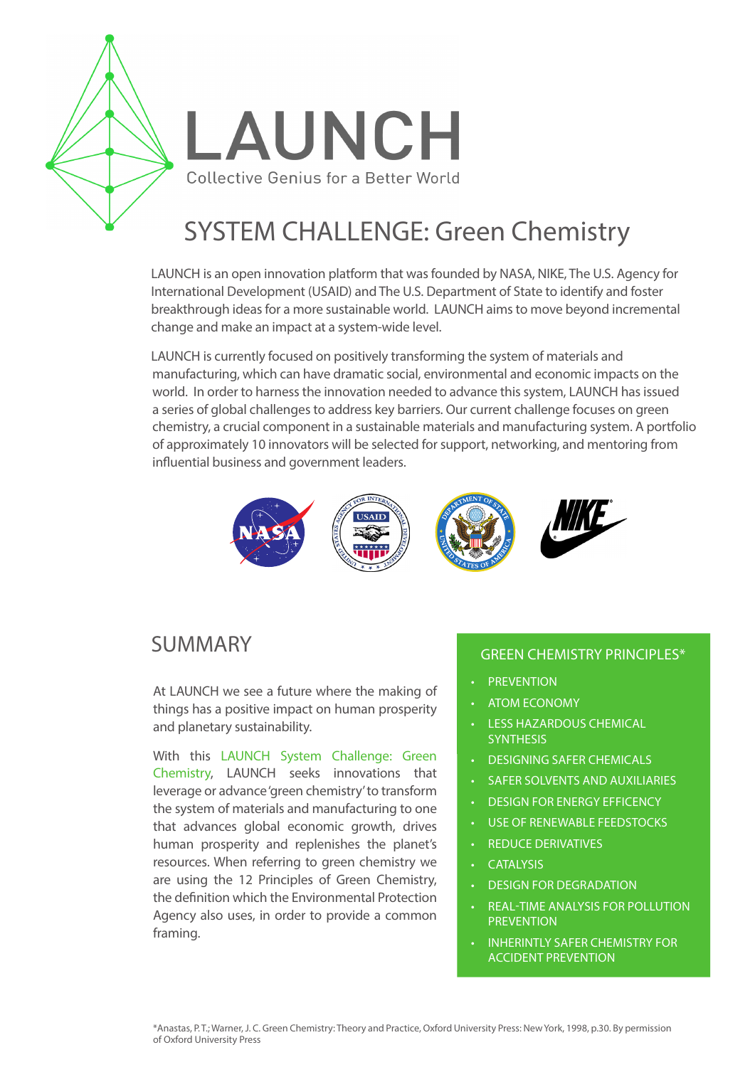# LAUNCH

Collective Genius for a Better World

## SYSTEM CHALLENGE: Green Chemistry

LAUNCH is an open innovation platform that was founded by NASA, NIKE, The U.S. Agency for International Development (USAID) and The U.S. Department of State to identify and foster breakthrough ideas for a more sustainable world. LAUNCH aims to move beyond incremental change and make an impact at a system-wide level.

LAUNCH is currently focused on positively transforming the system of materials and manufacturing, which can have dramatic social, environmental and economic impacts on the world. In order to harness the innovation needed to advance this system, LAUNCH has issued a series of global challenges to address key barriers. Our current challenge focuses on green chemistry, a crucial component in a sustainable materials and manufacturing system. A portfolio of approximately 10 innovators will be selected for support, networking, and mentoring from influential business and government leaders.

## SUMMARY

At LAUNCH we see a future where the making of things has a positive impact on human prosperity and planetary sustainability.

With this LAUNCH System Challenge: Green Chemistry, LAUNCH seeks innovations that leverage or advance 'green chemistry' to transform the system of materials and manufacturing to one that advances global economic growth, drives human prosperity and replenishes the planet's resources. When referring to green chemistry we are using the 12 Principles of Green Chemistry, the definition which the Environmental Protection Agency also uses, in order to provide a common framing.

### GREEN CHEMISTRY PRINCIPLES*

- PREVENTION
- ATOM ECONOMY
- LESS HAZARDOUS CHEMICAL SYNTHESIS
- DESIGNING SAFER CHEMICALS
- SAFER SOLVENTS AND AUXILIARIES
- DESIGN FOR ENERGY EFFICENCY
- USE OF RENEWABLE FEEDSTOCKS
- REDUCE DERIVATIVES
- CATALYSIS
- DESIGN FOR DEGRADATION
- REAL-TIME ANALYSIS FOR POLLUTION PREVENTION
- INHERINTLY SAFER CHEMISTRY FOR ACCIDENT PREVENTION

*Anastas, P.T.; Warner, J. C. Green Chemistry: Theory and Practice, Oxford University Press: New York, 1998, p.30. By permission of Oxford University Press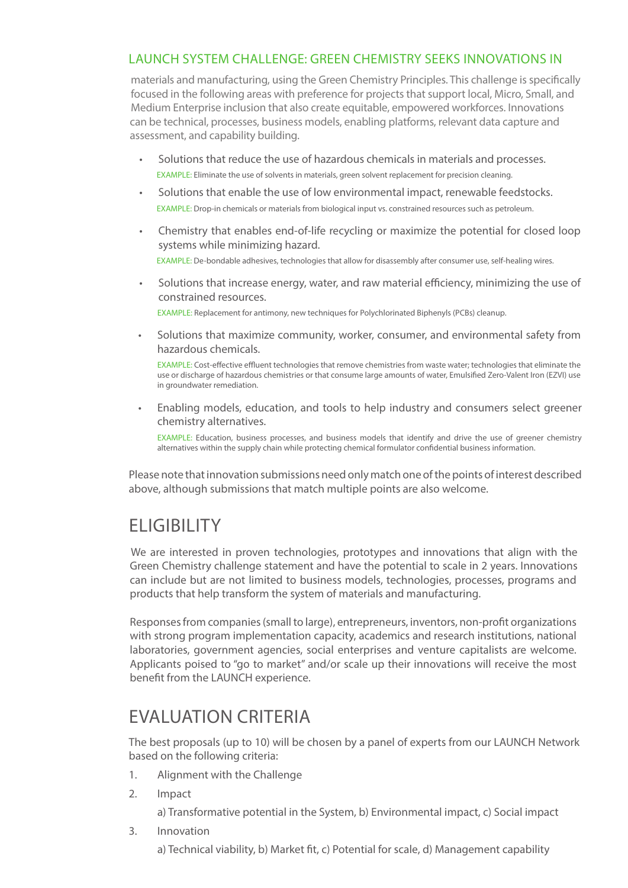LAUNCH SYSTEM CHALLENGE: GREEN CHEMISTRY SEEKS INNOVATIONS IN materials and manufacturing, using the Green Chemistry Principles. This challenge is specifically focused in the following areas with preference for projects that support local, Micro, Small, and Medium Enterprise inclusion that also create equitable, empowered workforces. Innovations can be technical, processes, business models, enabling platforms, relevant data capture and assessment, and capability building.

- Solutions that reduce the use of hazardous chemicals in materials and processes.
  EXAMPLE: Eliminate the use of solvents in materials, green solvent replacement for precision cleaning.
- Solutions that enable the use of low environmental impact, renewable feedstocks.
  EXAMPLE: Drop-in chemicals or materials from biological input vs. constrained resources such as petroleum.
- Chemistry that enables end-of-life recycling or maximize the potential for closed loop systems while minimizing hazard.
  EXAMPLE: De-bondable adhesives, technologies that allow for disassembly after consumer use, self-healing wires.
- Solutions that increase energy, water, and raw material efficiency, minimizing the use of constrained resources.
  EXAMPLE: Replacement for antimony, new techniques for Polychlorinated Biphenyls (PCBs) cleanup.
- Solutions that maximize community, worker, consumer, and environmental safety from hazardous chemicals.
  EXAMPLE: Cost-effective effluent technologies that remove chemistries from waste water; technologies that eliminate the use or discharge of hazardous chemistries or that consume large amounts of water, Emulsified Zero-Valent Iron (EZVI) use in groundwater remediation.
- Enabling models, education, and tools to help industry and consumers select greener chemistry alternatives.
  EXAMPLE: Education, business processes, and business models that identify and drive the use of greener chemistry alternatives within the supply chain while protecting chemical formulator confidential business information.

Please note that innovation submissions need only match one of the points of interest described above, although submissions that match multiple points are also welcome.

## ELIGIBILITY

We are interested in proven technologies, prototypes and innovations that align with the Green Chemistry challenge statement and have the potential to scale in 2 years. Innovations can include but are not limited to business models, technologies, processes, programs and products that help transform the system of materials and manufacturing.

Responses from companies (small to large), entrepreneurs, inventors, non-profit organizations with strong program implementation capacity, academics and research institutions, national laboratories, government agencies, social enterprises and venture capitalists are welcome. Applicants poised to "go to market" and/or scale up their innovations will receive the most benefit from the LAUNCH experience.

## EVALUATION CRITERIA

The best proposals (up to 10) will be chosen by a panel of experts from our LAUNCH Network based on the following criteria:

1. Alignment with the Challenge
2. Impact

   a) Transformative potential in the System, b) Environmental impact, c) Social impact
3. Innovation

   a) Technical viability, b) Market fit, c) Potential for scale, d) Management capability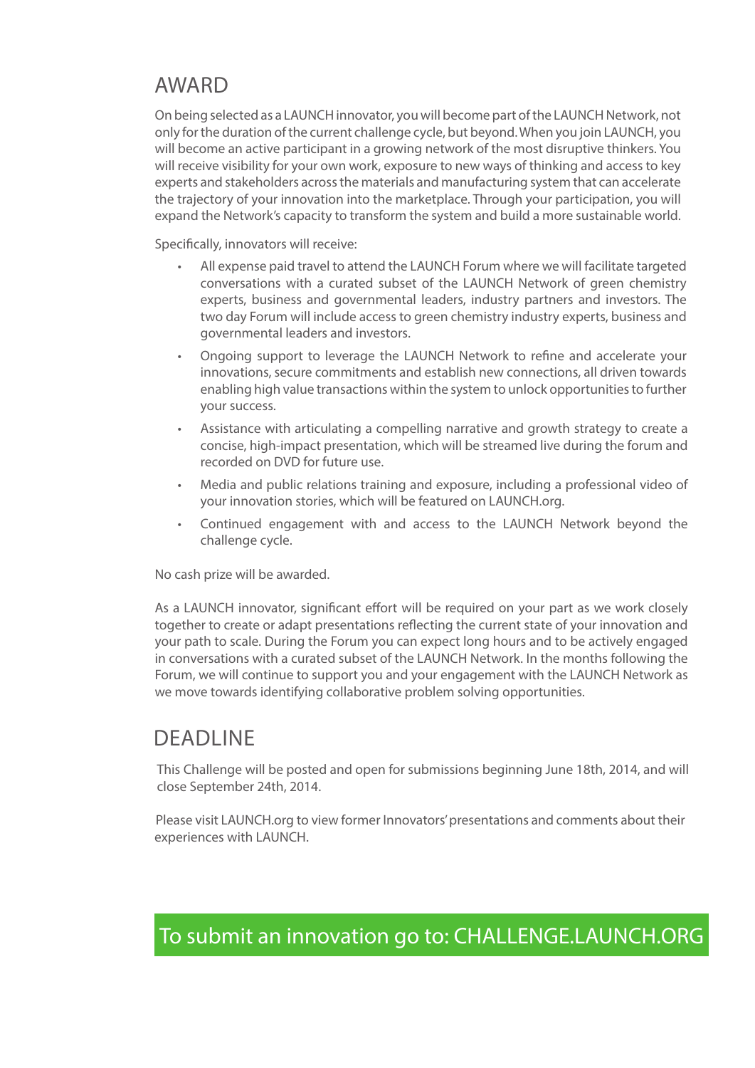## AWARD

On being selected as a LAUNCH innovator, you will become part of the LAUNCH Network, not only for the duration of the current challenge cycle, but beyond. When you join LAUNCH, you will become an active participant in a growing network of the most disruptive thinkers. You will receive visibility for your own work, exposure to new ways of thinking and access to key experts and stakeholders across the materials and manufacturing system that can accelerate the trajectory of your innovation into the marketplace. Through your participation, you will expand the Network's capacity to transform the system and build a more sustainable world.

Specifically, innovators will receive:

- All expense paid travel to attend the LAUNCH Forum where we will facilitate targeted conversations with a curated subset of the LAUNCH Network of green chemistry experts, business and governmental leaders, industry partners and investors. The two day Forum will include access to green chemistry industry experts, business and governmental leaders and investors.
- Ongoing support to leverage the LAUNCH Network to refine and accelerate your innovations, secure commitments and establish new connections, all driven towards enabling high value transactions within the system to unlock opportunities to further your success.
- Assistance with articulating a compelling narrative and growth strategy to create a concise, high-impact presentation, which will be streamed live during the forum and recorded on DVD for future use.
- Media and public relations training and exposure, including a professional video of your innovation stories, which will be featured on LAUNCH.org.
- Continued engagement with and access to the LAUNCH Network beyond the challenge cycle.

No cash prize will be awarded.

As a LAUNCH innovator, significant effort will be required on your part as we work closely together to create or adapt presentations reflecting the current state of your innovation and your path to scale. During the Forum you can expect long hours and to be actively engaged in conversations with a curated subset of the LAUNCH Network. In the months following the Forum, we will continue to support you and your engagement with the LAUNCH Network as we move towards identifying collaborative problem solving opportunities.

## DEADLINE

This Challenge will be posted and open for submissions beginning June 18th, 2014, and will close September 24th, 2014.

Please visit LAUNCH.org to view former Innovators' presentations and comments about their experiences with LAUNCH.

To submit an innovation go to: CHALLENGE.LAUNCH.ORG